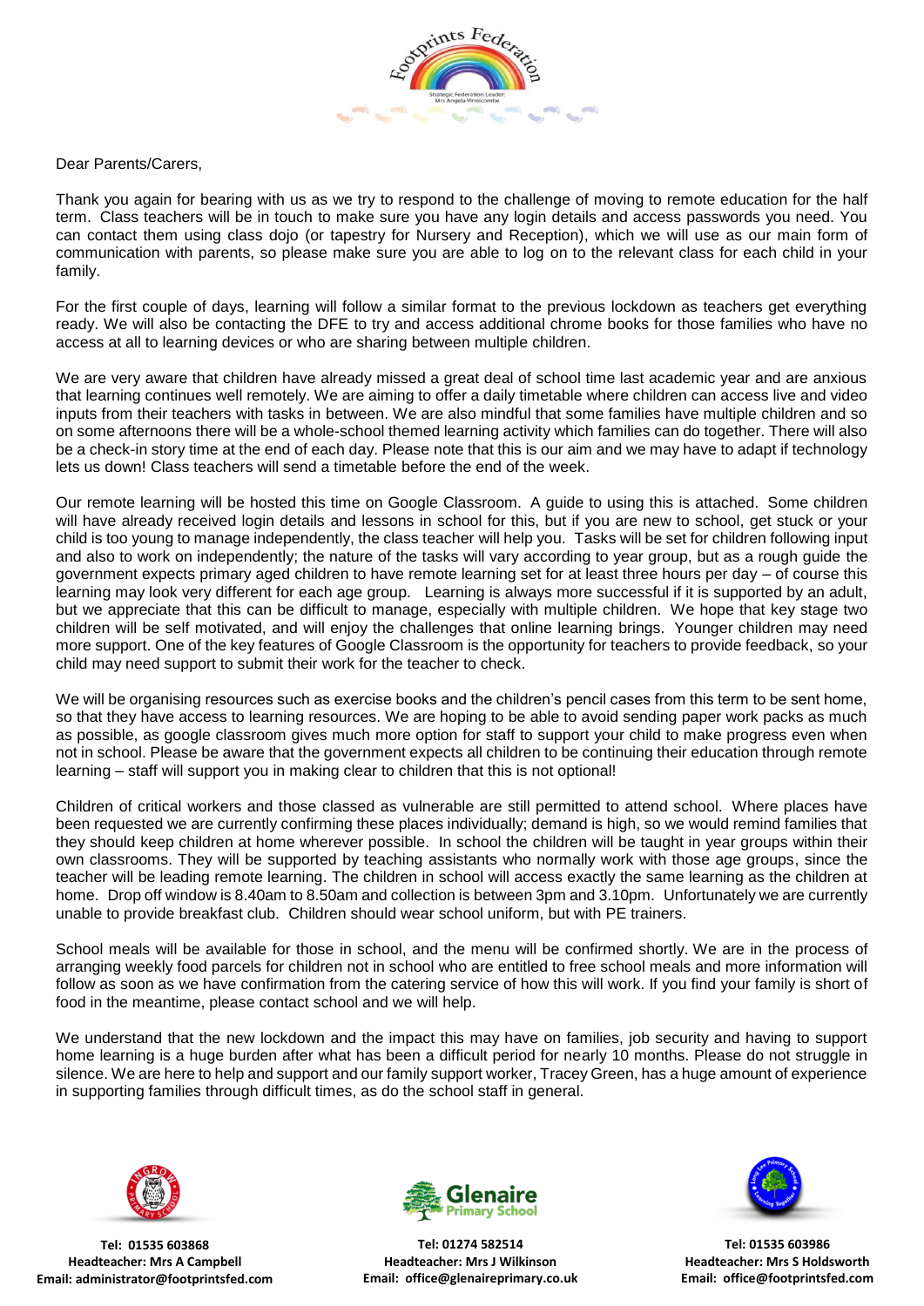Footprints Federation

Strategic Federation Leader: Mrs Angela Vinnicombe

Dear Parents/Carers,

Thank you again for bearing with us as we try to respond to the challenge of moving to remote education for the half term. Class teachers will be in touch to make sure you have any login details and access passwords you need. You can contact them using class dojo (or tapestry for Nursery and Reception), which we will use as our main form of communication with parents, so please make sure you are able to log on to the relevant class for each child in your family.

For the first couple of days, learning will follow a similar format to the previous lockdown as teachers get everything ready. We will also be contacting the DFE to try and access additional chrome books for those families who have no access at all to learning devices or who are sharing between multiple children.

We are very aware that children have already missed a great deal of school time last academic year and are anxious that learning continues well remotely. We are aiming to offer a daily timetable where children can access live and video inputs from their teachers with tasks in between. We are also mindful that some families have multiple children and so on some afternoons there will be a whole-school themed learning activity which families can do together. There will also be a check-in story time at the end of each day. Please note that this is our aim and we may have to adapt if technology lets us down! Class teachers will send a timetable before the end of the week.

Our remote learning will be hosted this time on Google Classroom. A guide to using this is attached. Some children will have already received login details and lessons in school for this, but if you are new to school, get stuck or your child is too young to manage independently, the class teacher will help you. Tasks will be set for children following input and also to work on independently; the nature of the tasks will vary according to year group, but as a rough guide the government expects primary aged children to have remote learning set for at least three hours per day – of course this learning may look very different for each age group. Learning is always more successful if it is supported by an adult, but we appreciate that this can be difficult to manage, especially with multiple children. We hope that key stage two children will be self motivated, and will enjoy the challenges that online learning brings. Younger children may need more support. One of the key features of Google Classroom is the opportunity for teachers to provide feedback, so your child may need support to submit their work for the teacher to check.

We will be organising resources such as exercise books and the children's pencil cases from this term to be sent home, so that they have access to learning resources. We are hoping to be able to avoid sending paper work packs as much as possible, as google classroom gives much more option for staff to support your child to make progress even when not in school. Please be aware that the government expects all children to be continuing their education through remote learning – staff will support you in making clear to children that this is not optional!

Children of critical workers and those classed as vulnerable are still permitted to attend school. Where places have been requested we are currently confirming these places individually; demand is high, so we would remind families that they should keep children at home wherever possible. In school the children will be taught in year groups within their own classrooms. They will be supported by teaching assistants who normally work with those age groups, since the teacher will be leading remote learning. The children in school will access exactly the same learning as the children at home. Drop off window is 8.40am to 8.50am and collection is between 3pm and 3.10pm. Unfortunately we are currently unable to provide breakfast club. Children should wear school uniform, but with PE trainers.

School meals will be available for those in school, and the menu will be confirmed shortly. We are in the process of arranging weekly food parcels for children not in school who are entitled to free school meals and more information will follow as soon as we have confirmation from the catering service of how this will work. If you find your family is short of food in the meantime, please contact school and we will help.

We understand that the new lockdown and the impact this may have on families, job security and having to support home learning is a huge burden after what has been a difficult period for nearly 10 months. Please do not struggle in silence. We are here to help and support and our family support worker, Tracey Green, has a huge amount of experience in supporting families through difficult times, as do the school staff in general.

**Tel: 01535 603868**
**Headteacher: Mrs A Campbell**
**Email: administrator@footprintsfed.com**

**Tel: 01274 582514**
**Headteacher: Mrs J Wilkinson**
**Email: office@glenaireprimary.co.uk**

**Tel: 01535 603986**
**Headteacher: Mrs S Holdsworth**
**Email: office@footprintsfed.com**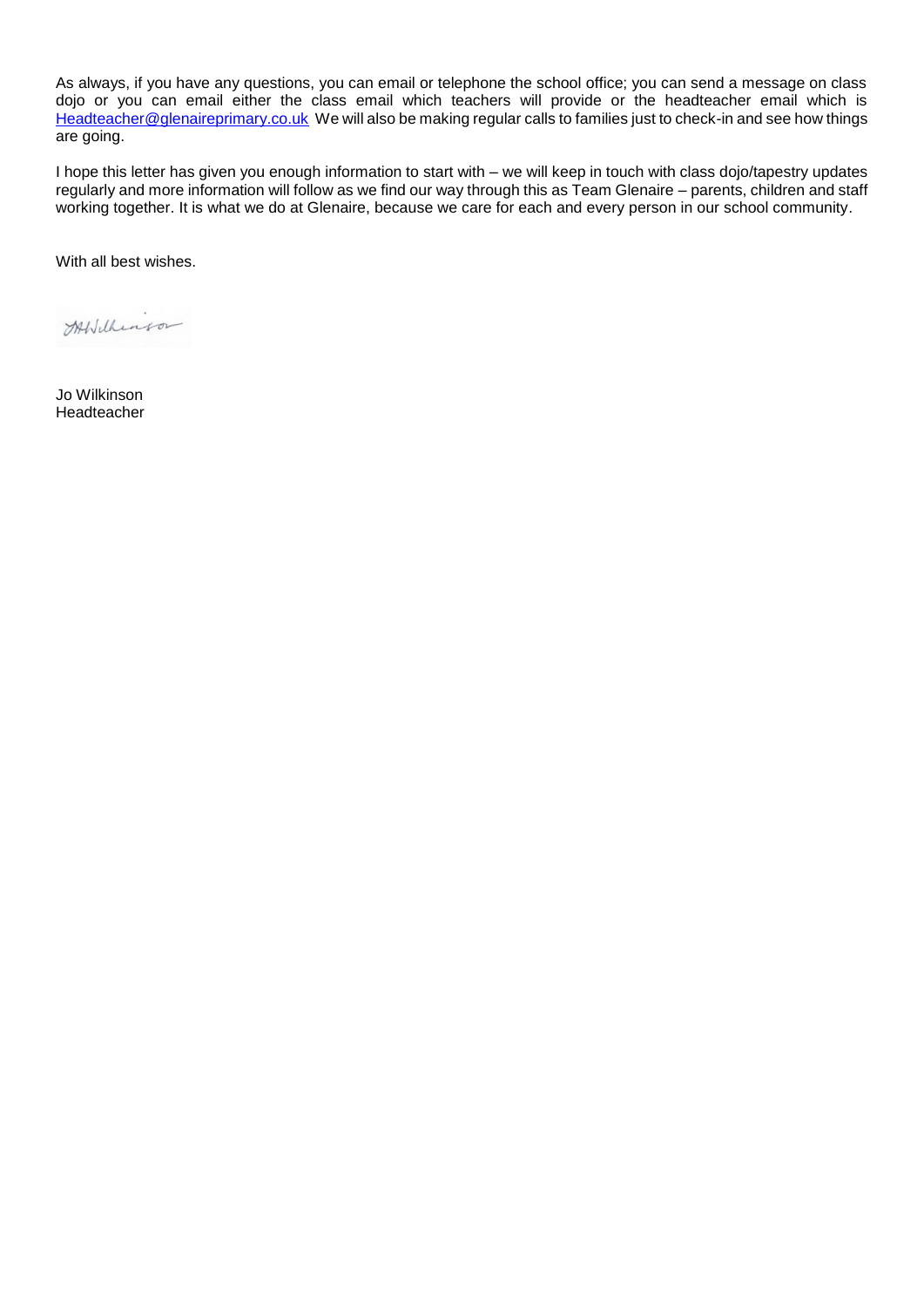As always, if you have any questions, you can email or telephone the school office; you can send a message on class dojo or you can email either the class email which teachers will provide or the headteacher email which is [Headteacher@glenaireprimary.co.uk](mailto:Headteacher@glenaireprimary.co.uk) We will also be making regular calls to families just to check-in and see how things are going.

I hope this letter has given you enough information to start with – we will keep in touch with class dojo/tapestry updates regularly and more information will follow as we find our way through this as Team Glenaire – parents, children and staff working together. It is what we do at Glenaire, because we care for each and every person in our school community.

With all best wishes.

JAWilkinson

Jo Wilkinson
Headteacher